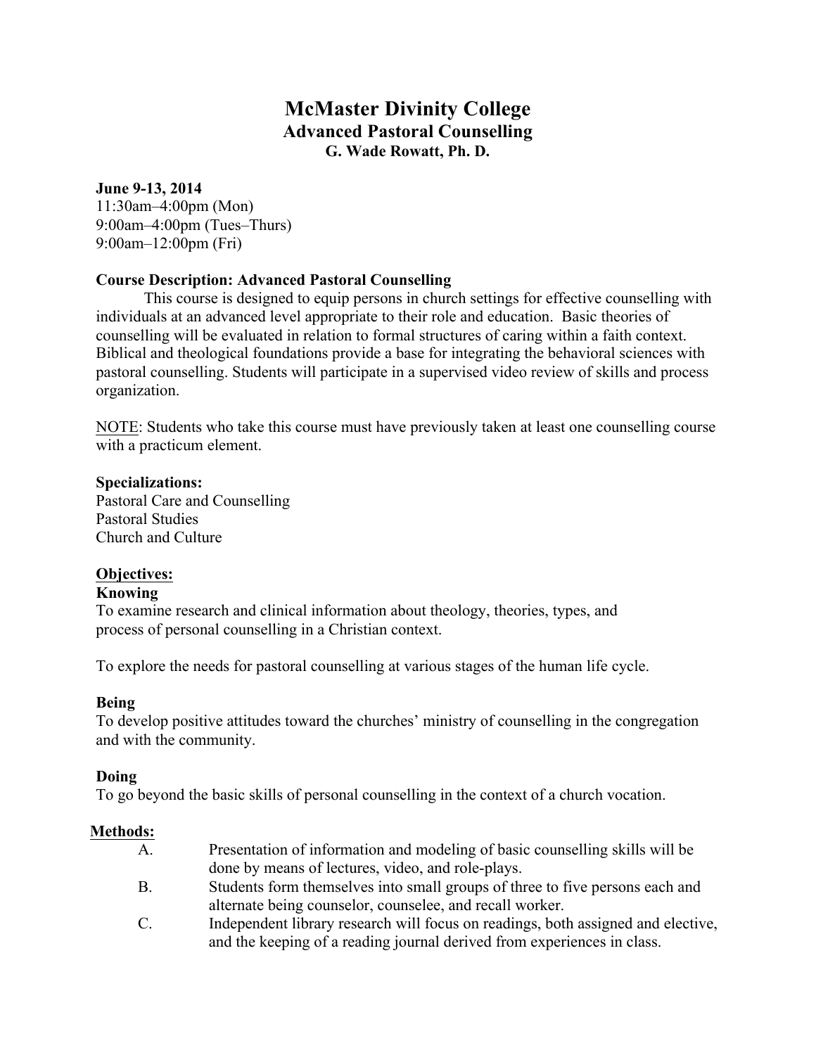# McMaster Divinity College

## Advanced Pastoral Counselling

### G. Wade Rowatt, Ph. D.

**June 9-13, 2014**
11:30am–4:00pm (Mon)
9:00am–4:00pm (Tues–Thurs)
9:00am–12:00pm (Fri)

**Course Description: Advanced Pastoral Counselling**

This course is designed to equip persons in church settings for effective counselling with individuals at an advanced level appropriate to their role and education. Basic theories of counselling will be evaluated in relation to formal structures of caring within a faith context. Biblical and theological foundations provide a base for integrating the behavioral sciences with pastoral counselling. Students will participate in a supervised video review of skills and process organization.

NOTE: Students who take this course must have previously taken at least one counselling course with a practicum element.

**Specializations:**
Pastoral Care and Counselling
Pastoral Studies
Church and Culture

**Objectives:**

**Knowing**
To examine research and clinical information about theology, theories, types, and process of personal counselling in a Christian context.

To explore the needs for pastoral counselling at various stages of the human life cycle.

**Being**
To develop positive attitudes toward the churches' ministry of counselling in the congregation and with the community.

**Doing**
To go beyond the basic skills of personal counselling in the context of a church vocation.

**Methods:**

A. Presentation of information and modeling of basic counselling skills will be done by means of lectures, video, and role-plays.

B. Students form themselves into small groups of three to five persons each and alternate being counselor, counselee, and recall worker.

C. Independent library research will focus on readings, both assigned and elective, and the keeping of a reading journal derived from experiences in class.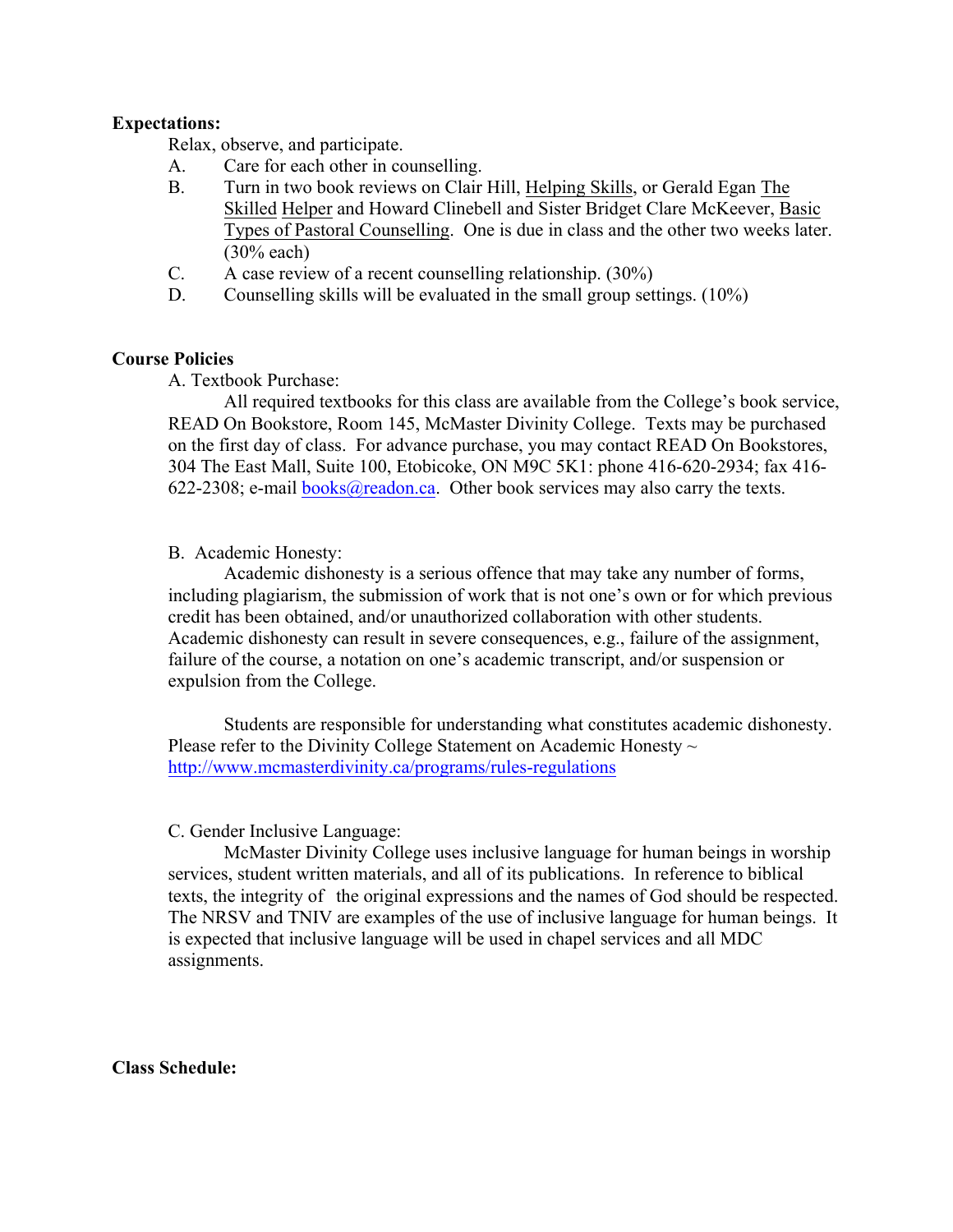**Expectations:**

Relax, observe, and participate.

A. Care for each other in counselling.

B. Turn in two book reviews on Clair Hill, Helping Skills, or Gerald Egan The Skilled Helper and Howard Clinebell and Sister Bridget Clare McKeever, Basic Types of Pastoral Counselling. One is due in class and the other two weeks later. (30% each)

C. A case review of a recent counselling relationship. (30%)

D. Counselling skills will be evaluated in the small group settings. (10%)

**Course Policies**

A. Textbook Purchase:

All required textbooks for this class are available from the College's book service, READ On Bookstore, Room 145, McMaster Divinity College. Texts may be purchased on the first day of class. For advance purchase, you may contact READ On Bookstores, 304 The East Mall, Suite 100, Etobicoke, ON M9C 5K1: phone 416-620-2934; fax 416-622-2308; e-mail books@readon.ca. Other book services may also carry the texts.

B. Academic Honesty:

Academic dishonesty is a serious offence that may take any number of forms, including plagiarism, the submission of work that is not one's own or for which previous credit has been obtained, and/or unauthorized collaboration with other students. Academic dishonesty can result in severe consequences, e.g., failure of the assignment, failure of the course, a notation on one's academic transcript, and/or suspension or expulsion from the College.

Students are responsible for understanding what constitutes academic dishonesty. Please refer to the Divinity College Statement on Academic Honesty ~ http://www.mcmasterdivinity.ca/programs/rules-regulations

C. Gender Inclusive Language:

McMaster Divinity College uses inclusive language for human beings in worship services, student written materials, and all of its publications. In reference to biblical texts, the integrity of the original expressions and the names of God should be respected. The NRSV and TNIV are examples of the use of inclusive language for human beings. It is expected that inclusive language will be used in chapel services and all MDC assignments.

**Class Schedule:**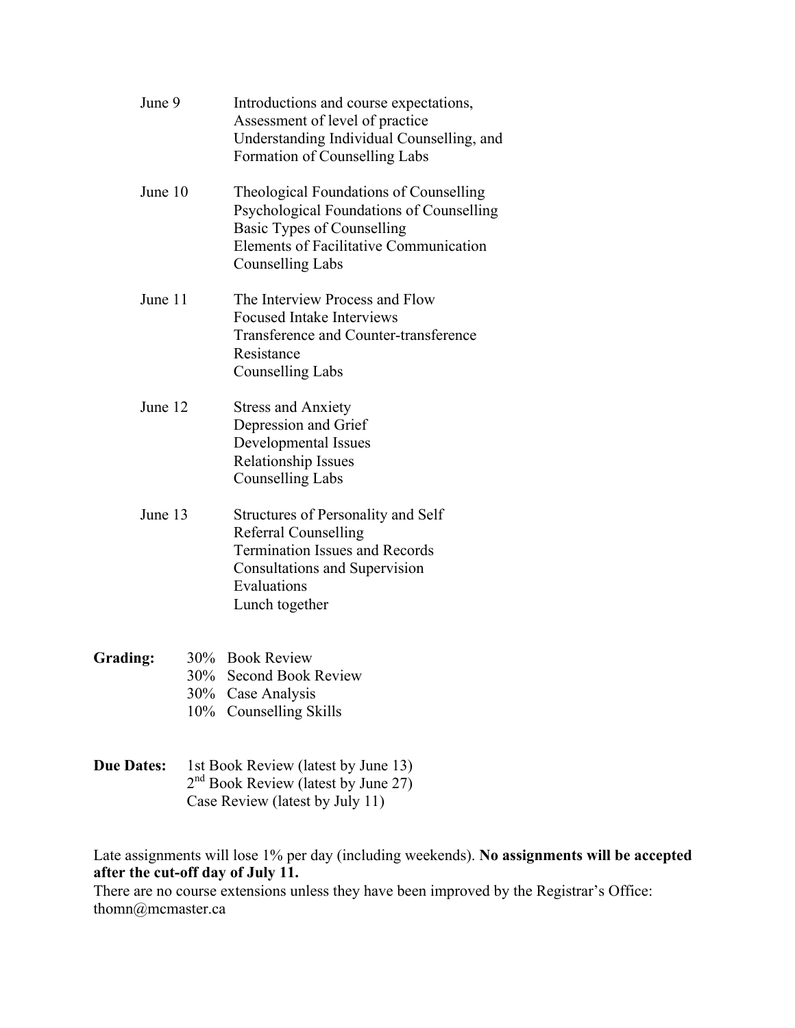June 9 — Introductions and course expectations,
Assessment of level of practice
Understanding Individual Counselling, and
Formation of Counselling Labs

June 10 — Theological Foundations of Counselling
Psychological Foundations of Counselling
Basic Types of Counselling
Elements of Facilitative Communication
Counselling Labs

June 11 — The Interview Process and Flow
Focused Intake Interviews
Transference and Counter-transference
Resistance
Counselling Labs

June 12 — Stress and Anxiety
Depression and Grief
Developmental Issues
Relationship Issues
Counselling Labs

June 13 — Structures of Personality and Self
Referral Counselling
Termination Issues and Records
Consultations and Supervision
Evaluations
Lunch together

**Grading:**
30% Book Review
30% Second Book Review
30% Case Analysis
10% Counselling Skills

**Due Dates:**
1st Book Review (latest by June 13)
2nd Book Review (latest by June 27)
Case Review (latest by July 11)

Late assignments will lose 1% per day (including weekends). **No assignments will be accepted after the cut-off day of July 11.**
There are no course extensions unless they have been improved by the Registrar's Office: thomn@mcmaster.ca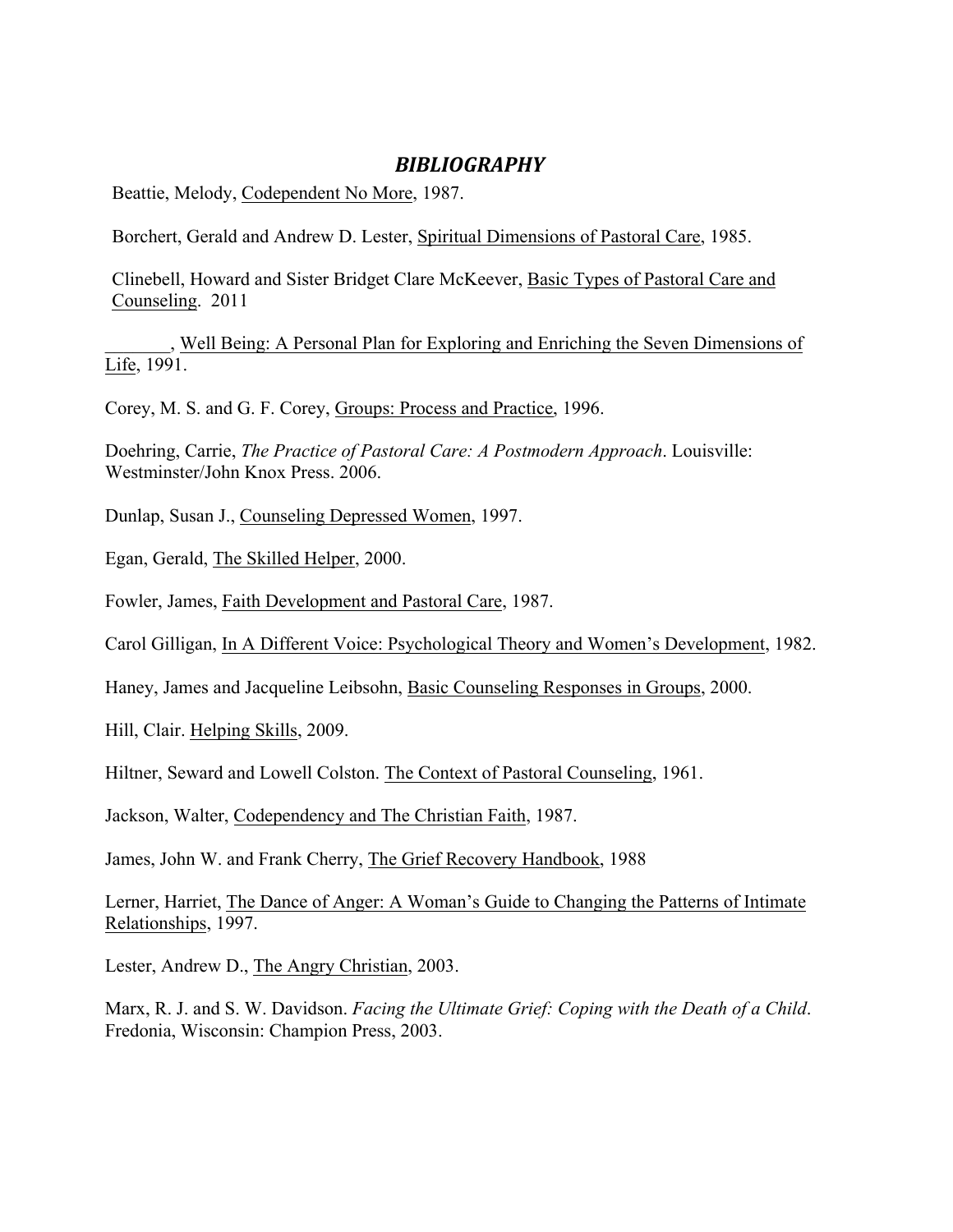## *BIBLIOGRAPHY*

Beattie, Melody, Codependent No More, 1987.

Borchert, Gerald and Andrew D. Lester, Spiritual Dimensions of Pastoral Care, 1985.

Clinebell, Howard and Sister Bridget Clare McKeever, Basic Types of Pastoral Care and Counseling. 2011

_______, Well Being: A Personal Plan for Exploring and Enriching the Seven Dimensions of Life, 1991.

Corey, M. S. and G. F. Corey, Groups: Process and Practice, 1996.

Doehring, Carrie, *The Practice of Pastoral Care: A Postmodern Approach*. Louisville: Westminster/John Knox Press. 2006.

Dunlap, Susan J., Counseling Depressed Women, 1997.

Egan, Gerald, The Skilled Helper, 2000.

Fowler, James, Faith Development and Pastoral Care, 1987.

Carol Gilligan, In A Different Voice: Psychological Theory and Women's Development, 1982.

Haney, James and Jacqueline Leibsohn, Basic Counseling Responses in Groups, 2000.

Hill, Clair. Helping Skills, 2009.

Hiltner, Seward and Lowell Colston. The Context of Pastoral Counseling, 1961.

Jackson, Walter, Codependency and The Christian Faith, 1987.

James, John W. and Frank Cherry, The Grief Recovery Handbook, 1988

Lerner, Harriet, The Dance of Anger: A Woman's Guide to Changing the Patterns of Intimate Relationships, 1997.

Lester, Andrew D., The Angry Christian, 2003.

Marx, R. J. and S. W. Davidson. *Facing the Ultimate Grief: Coping with the Death of a Child*. Fredonia, Wisconsin: Champion Press, 2003.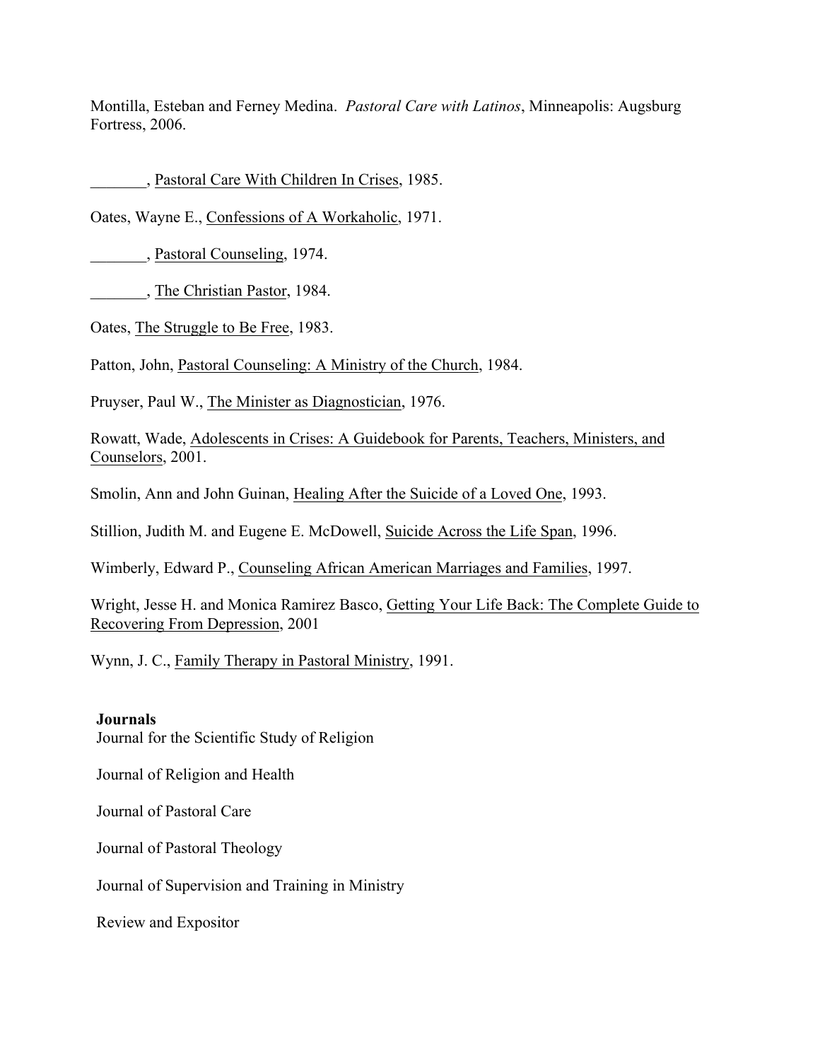Montilla, Esteban and Ferney Medina. *Pastoral Care with Latinos*, Minneapolis: Augsburg Fortress, 2006.

_______, Pastoral Care With Children In Crises, 1985.

Oates, Wayne E., Confessions of A Workaholic, 1971.

_______, Pastoral Counseling, 1974.

_______, The Christian Pastor, 1984.

Oates, The Struggle to Be Free, 1983.

Patton, John, Pastoral Counseling: A Ministry of the Church, 1984.

Pruyser, Paul W., The Minister as Diagnostician, 1976.

Rowatt, Wade, Adolescents in Crises: A Guidebook for Parents, Teachers, Ministers, and Counselors, 2001.

Smolin, Ann and John Guinan, Healing After the Suicide of a Loved One, 1993.

Stillion, Judith M. and Eugene E. McDowell, Suicide Across the Life Span, 1996.

Wimberly, Edward P., Counseling African American Marriages and Families, 1997.

Wright, Jesse H. and Monica Ramirez Basco, Getting Your Life Back: The Complete Guide to Recovering From Depression, 2001

Wynn, J. C., Family Therapy in Pastoral Ministry, 1991.

**Journals**

Journal for the Scientific Study of Religion

Journal of Religion and Health

Journal of Pastoral Care

Journal of Pastoral Theology

Journal of Supervision and Training in Ministry

Review and Expositor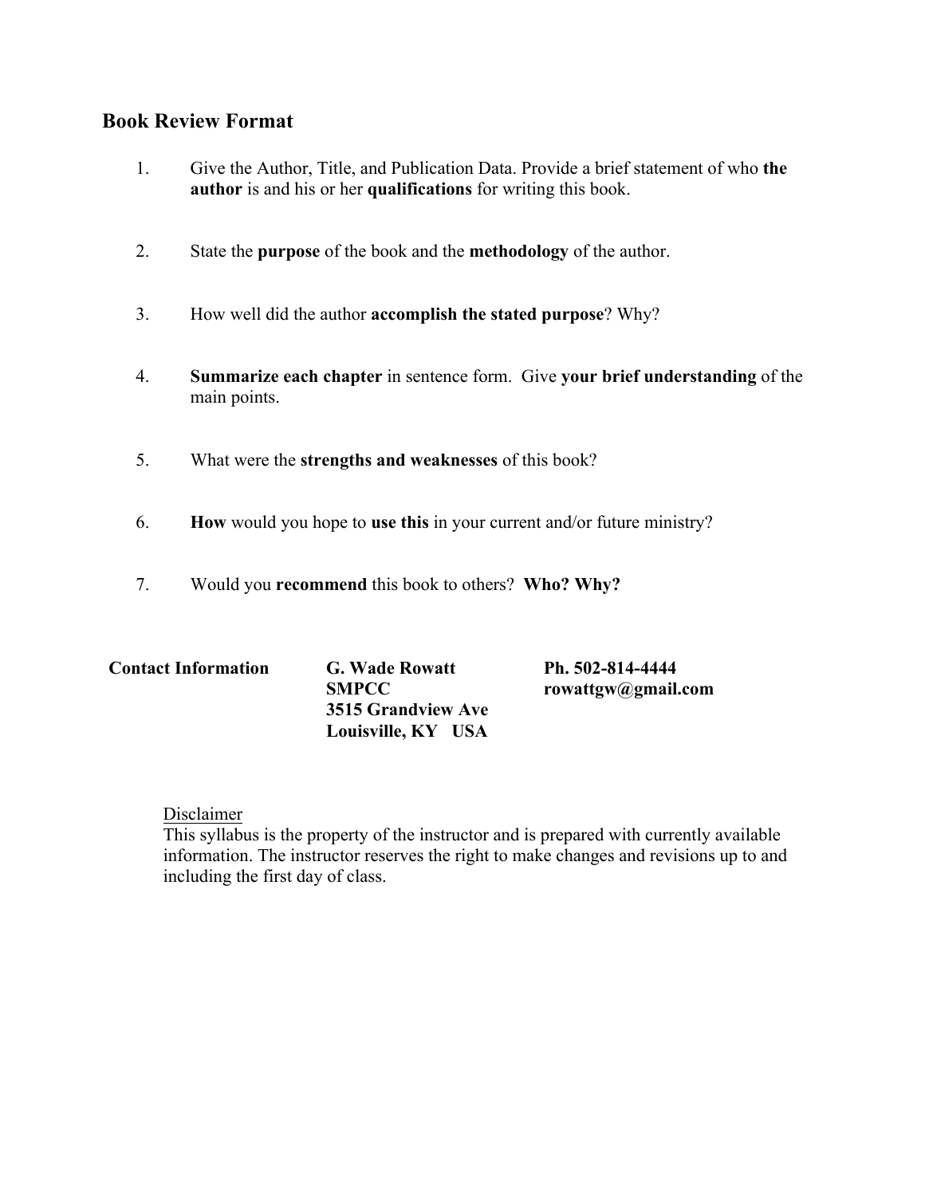## Book Review Format

1. Give the Author, Title, and Publication Data. Provide a brief statement of who **the author** is and his or her **qualifications** for writing this book.

2. State the **purpose** of the book and the **methodology** of the author.

3. How well did the author **accomplish the stated purpose**? Why?

4. **Summarize each chapter** in sentence form. Give **your brief understanding** of the main points.

5. What were the **strengths and weaknesses** of this book?

6. **How** would you hope to **use this** in your current and/or future ministry?

7. Would you **recommend** this book to others? **Who? Why?**

| | | |
|---|---|---|
| **Contact Information** | **G. Wade Rowatt**<br>**SMPCC**<br>**3515 Grandview Ave**<br>**Louisville, KY USA** | **Ph. 502-814-4444**<br>**rowattgw@gmail.com** |

Disclaimer

This syllabus is the property of the instructor and is prepared with currently available information. The instructor reserves the right to make changes and revisions up to and including the first day of class.